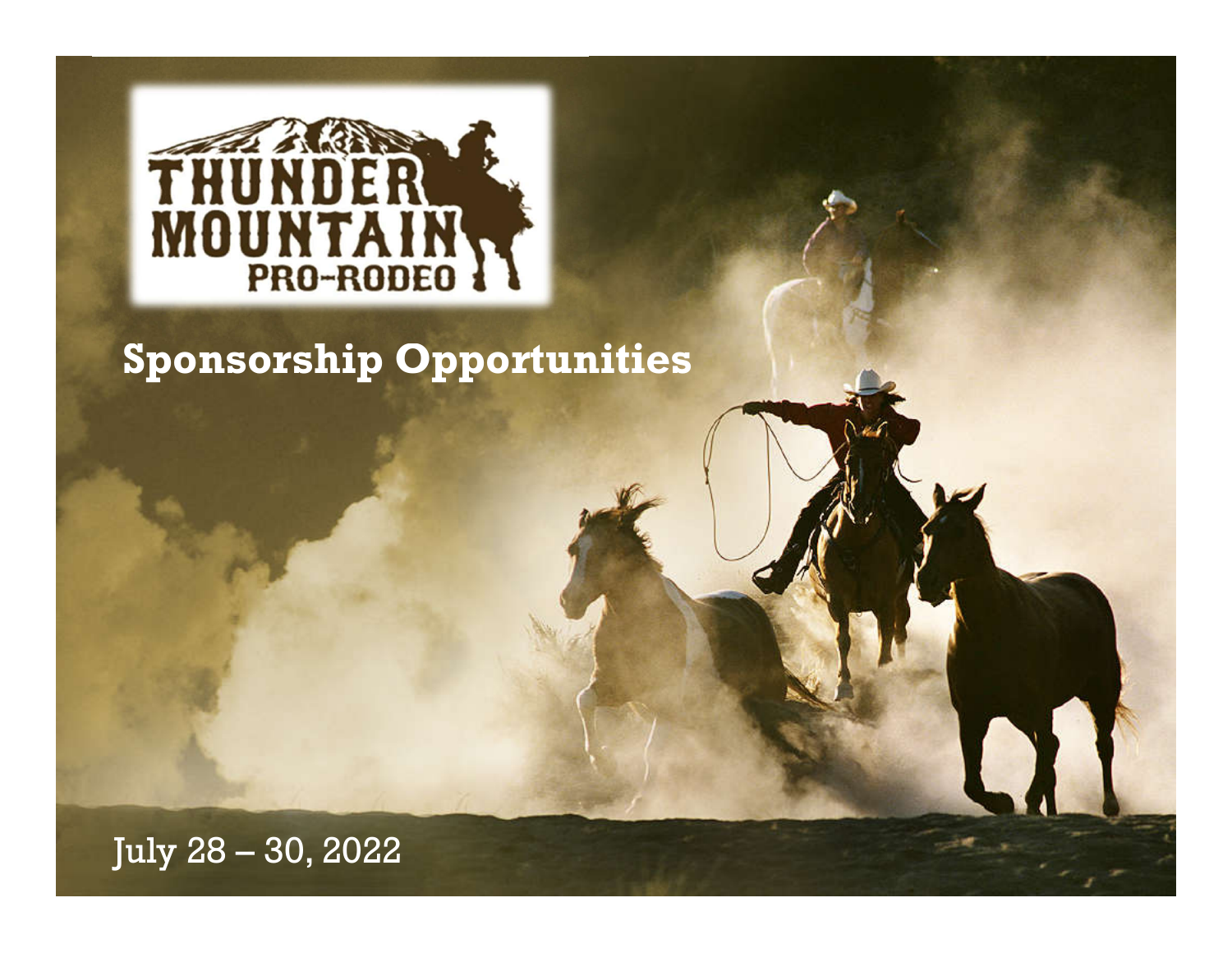# THUNDER MOUNTAIN PRO-RODEO

## Sponsorship Opportunities

July 28 – 30, 2022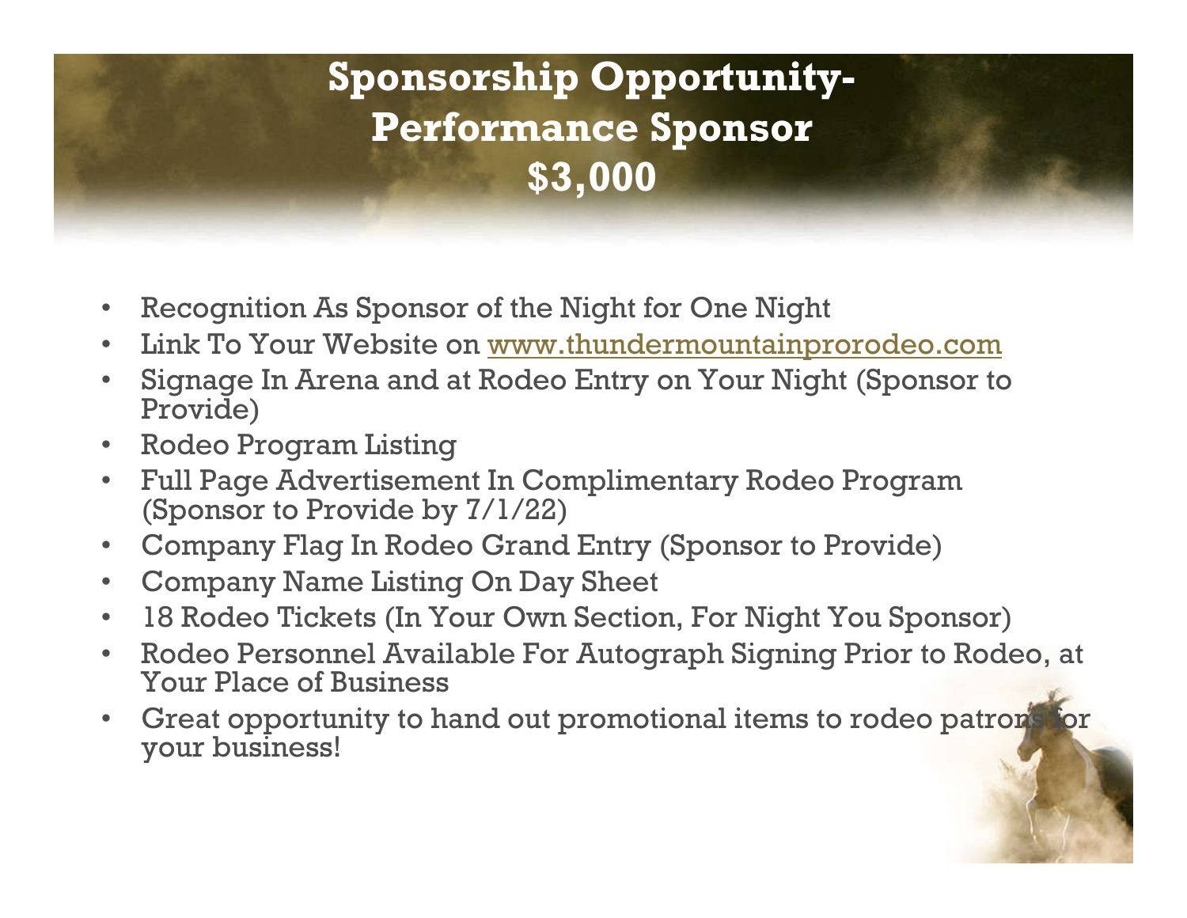# Sponsorship Opportunity- Performance Sponsor $3,000

- Recognition As Sponsor of the Night for One Night
- Link To Your Website on www.thundermountainprorodeo.com
- Signage In Arena and at Rodeo Entry on Your Night (Sponsor to Provide)
- Rodeo Program Listing
- Full Page Advertisement In Complimentary Rodeo Program (Sponsor to Provide by 7/1/22)
- Company Flag In Rodeo Grand Entry (Sponsor to Provide)
- Company Name Listing On Day Sheet
- 18 Rodeo Tickets (In Your Own Section, For Night You Sponsor)
- Rodeo Personnel Available For Autograph Signing Prior to Rodeo, at Your Place of Business
- Great opportunity to hand out promotional items to rodeo patrons for your business!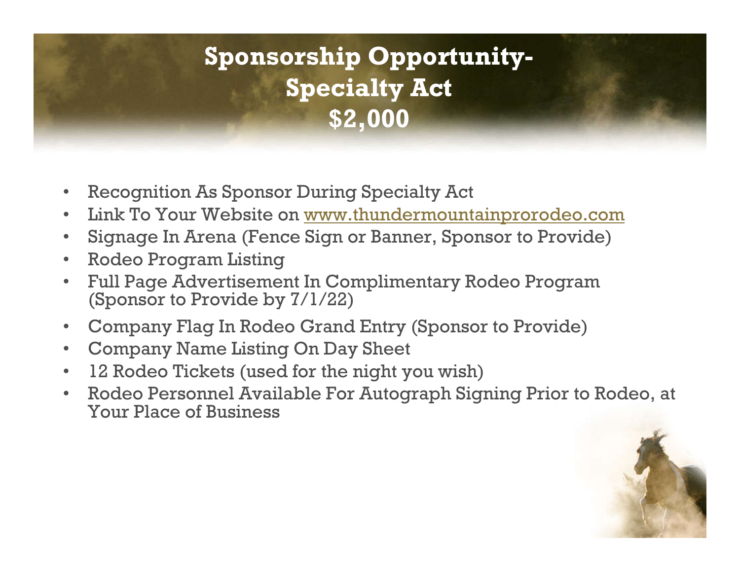# Sponsorship Opportunity-
# Specialty Act
# $2,000

- Recognition As Sponsor During Specialty Act
- Link To Your Website on [www.thundermountainprorodeo.com](http://www.thundermountainprorodeo.com)
- Signage In Arena (Fence Sign or Banner, Sponsor to Provide)
- Rodeo Program Listing
- Full Page Advertisement In Complimentary Rodeo Program (Sponsor to Provide by 7/1/22)
- Company Flag In Rodeo Grand Entry (Sponsor to Provide)
- Company Name Listing On Day Sheet
- 12 Rodeo Tickets (used for the night you wish)
- Rodeo Personnel Available For Autograph Signing Prior to Rodeo, at Your Place of Business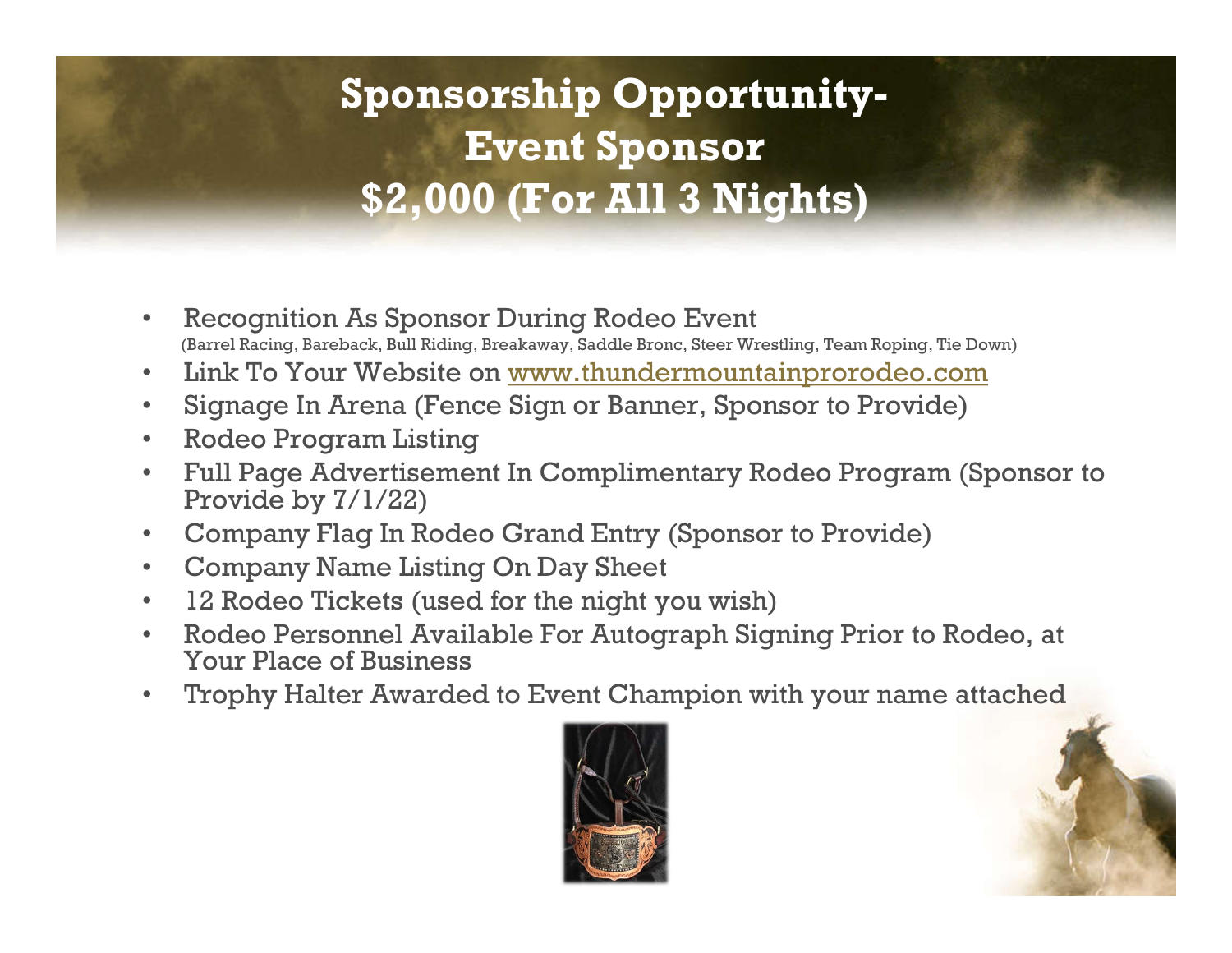# Sponsorship Opportunity-
# Event Sponsor
# $2,000 (For All 3 Nights)

- Recognition As Sponsor During Rodeo Event
  (Barrel Racing, Bareback, Bull Riding, Breakaway, Saddle Bronc, Steer Wrestling, Team Roping, Tie Down)
- Link To Your Website on www.thundermountainprorodeo.com
- Signage In Arena (Fence Sign or Banner, Sponsor to Provide)
- Rodeo Program Listing
- Full Page Advertisement In Complimentary Rodeo Program (Sponsor to Provide by 7/1/22)
- Company Flag In Rodeo Grand Entry (Sponsor to Provide)
- Company Name Listing On Day Sheet
- 12 Rodeo Tickets (used for the night you wish)
- Rodeo Personnel Available For Autograph Signing Prior to Rodeo, at Your Place of Business
- Trophy Halter Awarded to Event Champion with your name attached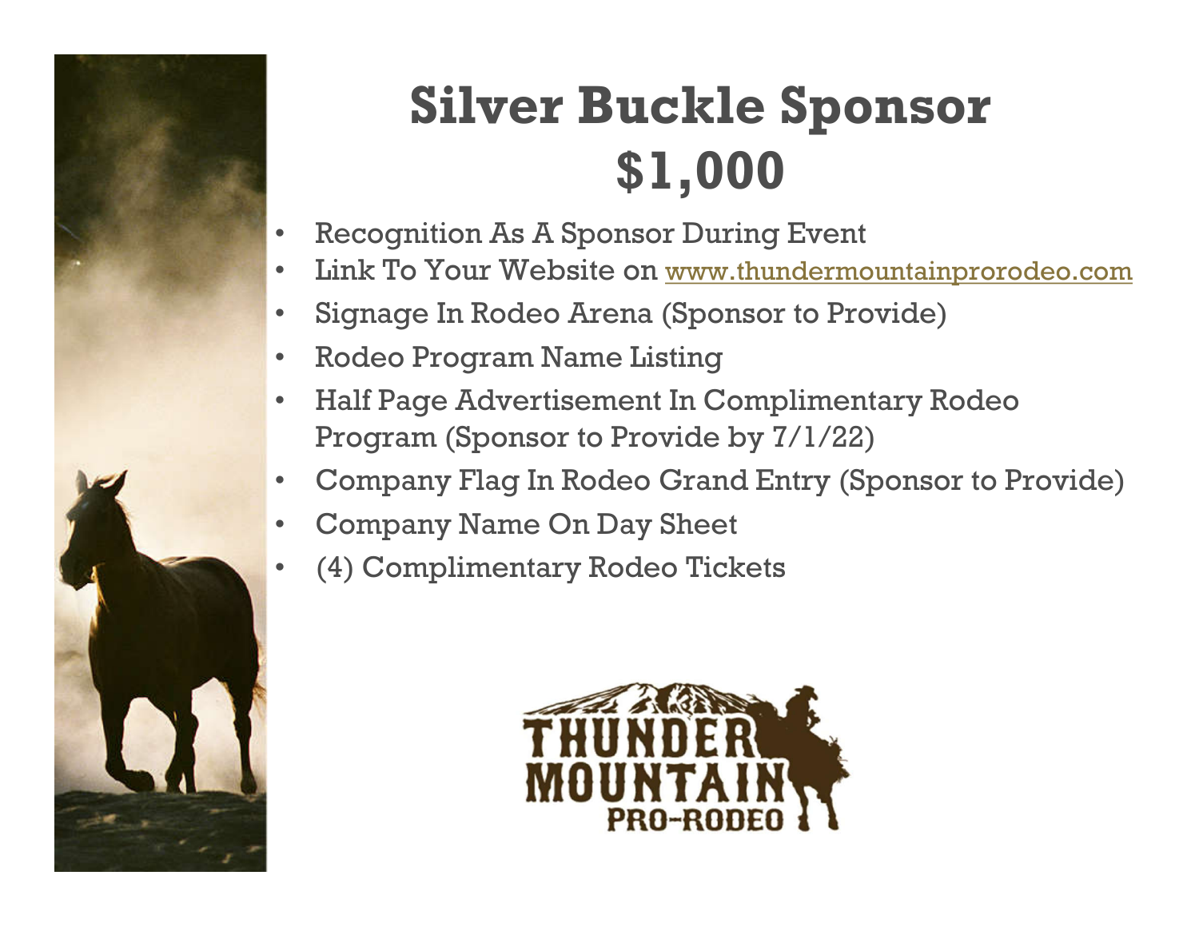# Silver Buckle Sponsor
# $1,000

- Recognition As A Sponsor During Event
- Link To Your Website on www.thundermountainprorodeo.com
- Signage In Rodeo Arena (Sponsor to Provide)
- Rodeo Program Name Listing
- Half Page Advertisement In Complimentary Rodeo Program (Sponsor to Provide by 7/1/22)
- Company Flag In Rodeo Grand Entry (Sponsor to Provide)
- Company Name On Day Sheet
- (4) Complimentary Rodeo Tickets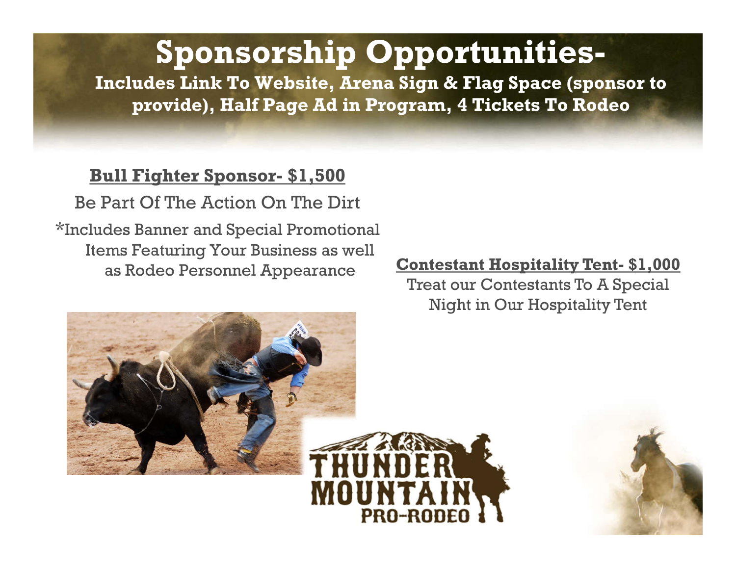# Sponsorship Opportunities-

**Includes Link To Website, Arena Sign & Flag Space (sponsor to provide), Half Page Ad in Program, 4 Tickets To Rodeo**

**Bull Fighter Sponsor- $1,500**

Be Part Of The Action On The Dirt

*Includes Banner and Special Promotional Items Featuring Your Business as well as Rodeo Personnel Appearance

**Contestant Hospitality Tent- $1,000**

Treat our Contestants To A Special Night in Our Hospitality Tent

THUNDER MOUNTAIN PRO-RODEO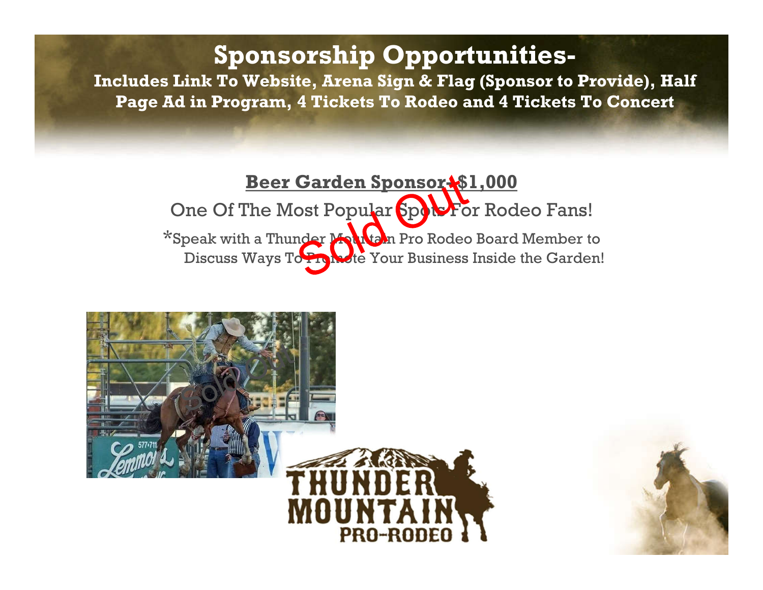# Sponsorship Opportunities-

**Includes Link To Website, Arena Sign & Flag (Sponsor to Provide), Half Page Ad in Program, 4 Tickets To Rodeo and 4 Tickets To Concert**

## Beer Garden Sponsor- $1,000

Sold Out

One Of The Most Popular Spots For Rodeo Fans!

*Speak with a Thunder Mountain Pro Rodeo Board Member to Discuss Ways To Promote Your Business Inside the Garden!

THUNDER MOUNTAIN PRO-RODEO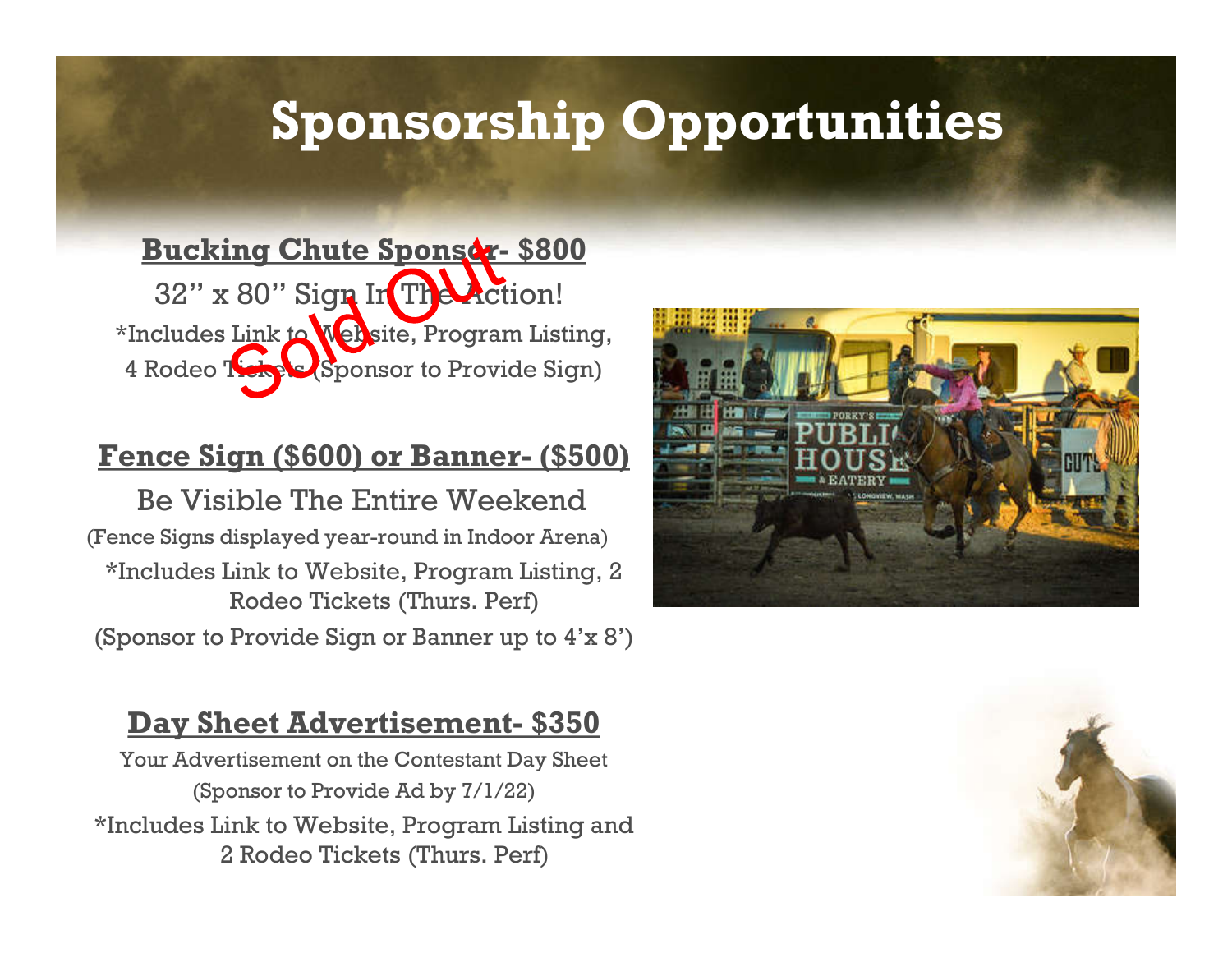# Sponsorship Opportunities

## Bucking Chute Sponsor- $800

Sold Out

32" x 80" Sign In The Action!

*Includes Link to Website, Program Listing, 4 Rodeo Tickets (Sponsor to Provide Sign)

## Fence Sign ($600) or Banner- ($500)

Be Visible The Entire Weekend

(Fence Signs displayed year-round in Indoor Arena)

*Includes Link to Website, Program Listing, 2 Rodeo Tickets (Thurs. Perf)

(Sponsor to Provide Sign or Banner up to 4'x 8')

## Day Sheet Advertisement- $350

Your Advertisement on the Contestant Day Sheet

(Sponsor to Provide Ad by 7/1/22)

*Includes Link to Website, Program Listing and 2 Rodeo Tickets (Thurs. Perf)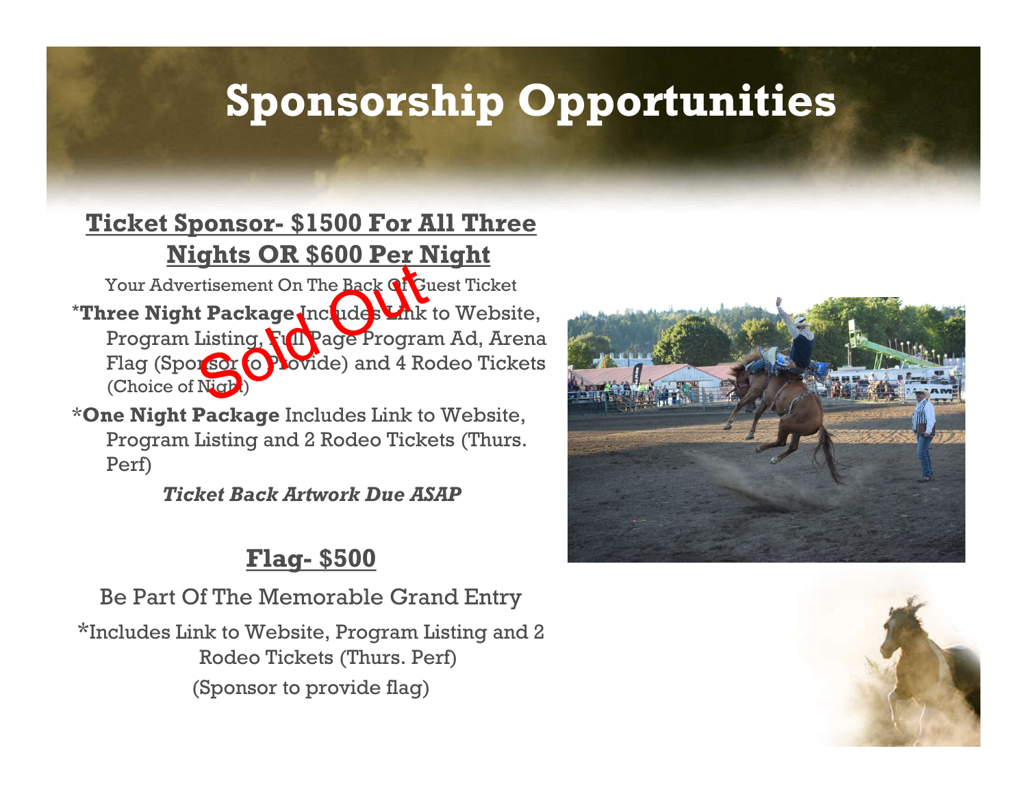# Sponsorship Opportunities

## Ticket Sponsor- $1500 For All Three Nights OR $600 Per Night

Your Advertisement On The Back Of Guest Ticket

Sold Out

*__Three Night Package__ Includes Link to Website, Program Listing, Full Page Program Ad, Arena Flag (Sponsor to Provide) and 4 Rodeo Tickets (Choice of Night)

*__One Night Package__ Includes Link to Website, Program Listing and 2 Rodeo Tickets (Thurs. Perf)

***Ticket Back Artwork Due ASAP***

## Flag- $500

Be Part Of The Memorable Grand Entry

*Includes Link to Website, Program Listing and 2 Rodeo Tickets (Thurs. Perf)

(Sponsor to provide flag)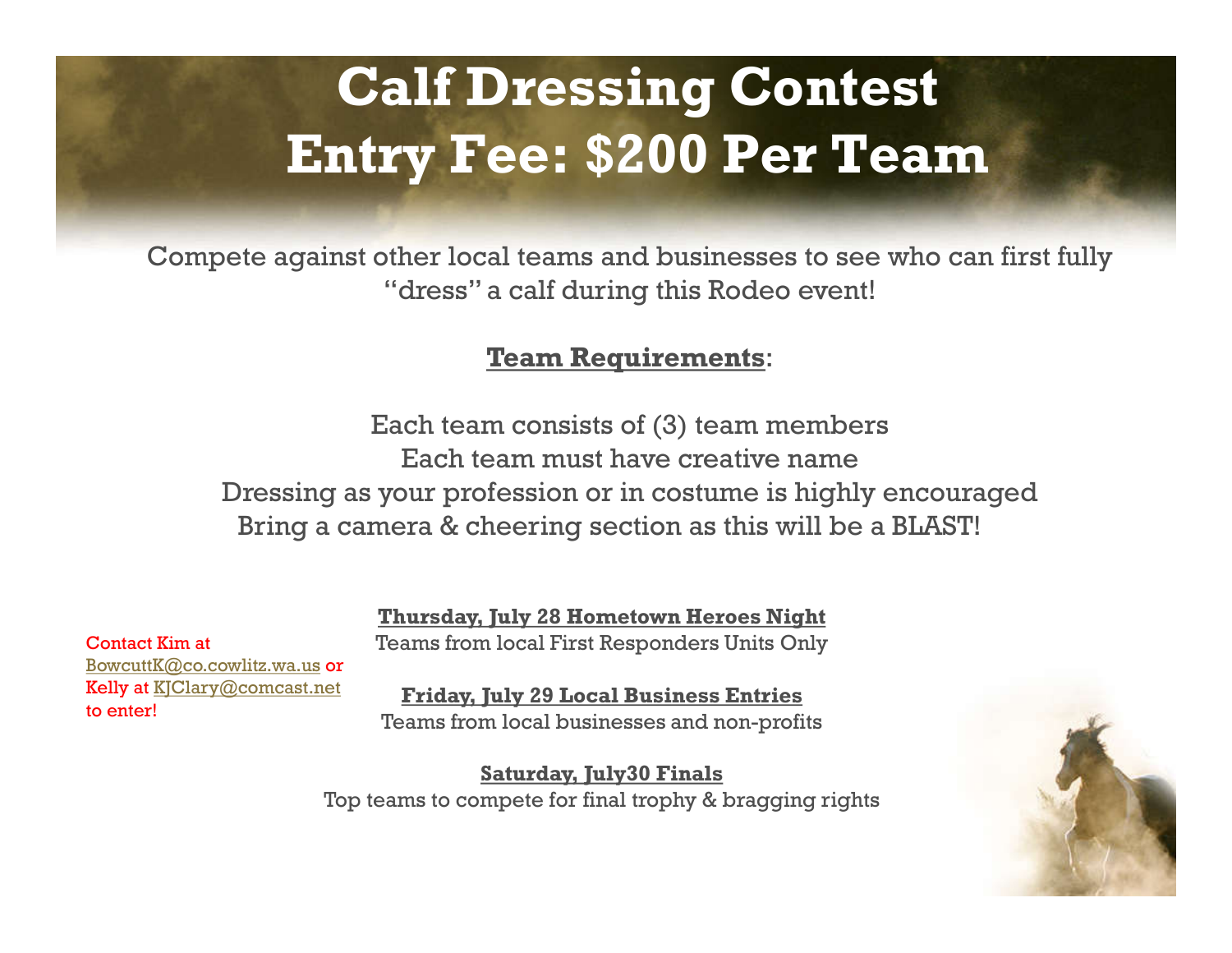# Calf Dressing Contest
# Entry Fee: $200 Per Team

Compete against other local teams and businesses to see who can first fully "dress" a calf during this Rodeo event!

**Team Requirements**:

Each team consists of (3) team members
Each team must have creative name
Dressing as your profession or in costume is highly encouraged
Bring a camera & cheering section as this will be a BLAST!

Contact Kim at BowcuttK@co.cowlitz.wa.us or Kelly at KJClary@comcast.net to enter!

**Thursday, July 28 Hometown Heroes Night**
Teams from local First Responders Units Only

**Friday, July 29 Local Business Entries**
Teams from local businesses and non-profits

**Saturday, July30 Finals**
Top teams to compete for final trophy & bragging rights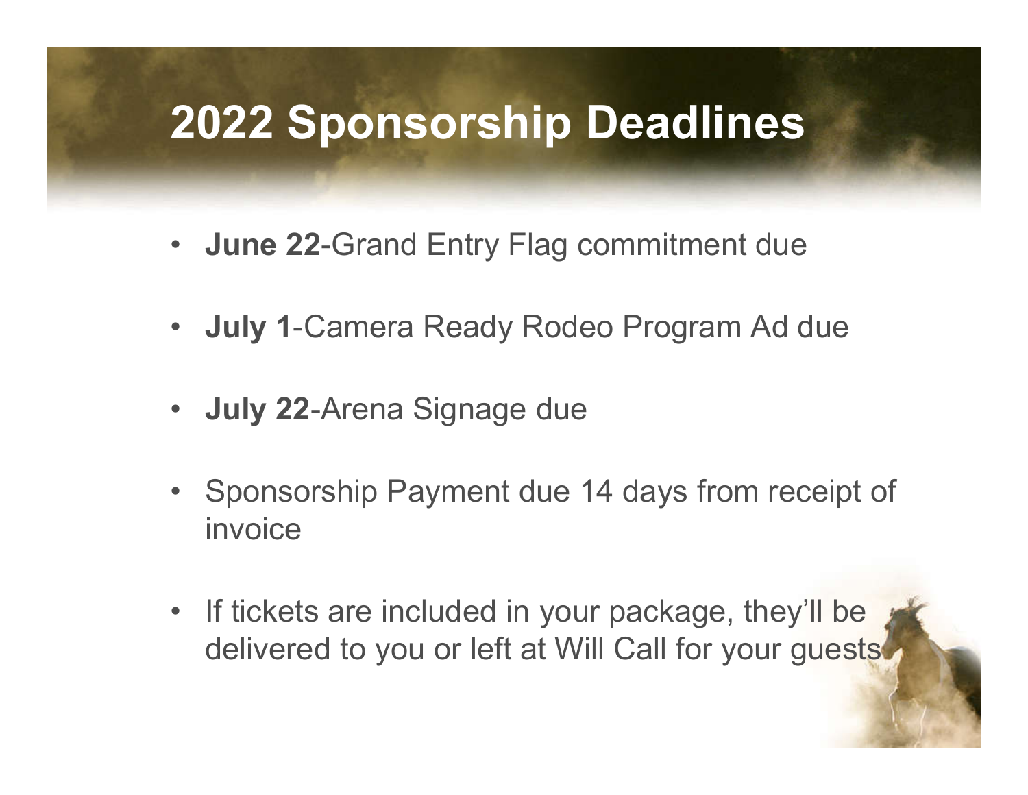# 2022 Sponsorship Deadlines

- **June 22**-Grand Entry Flag commitment due
- **July 1**-Camera Ready Rodeo Program Ad due
- **July 22**-Arena Signage due
- Sponsorship Payment due 14 days from receipt of invoice
- If tickets are included in your package, they'll be delivered to you or left at Will Call for your guests